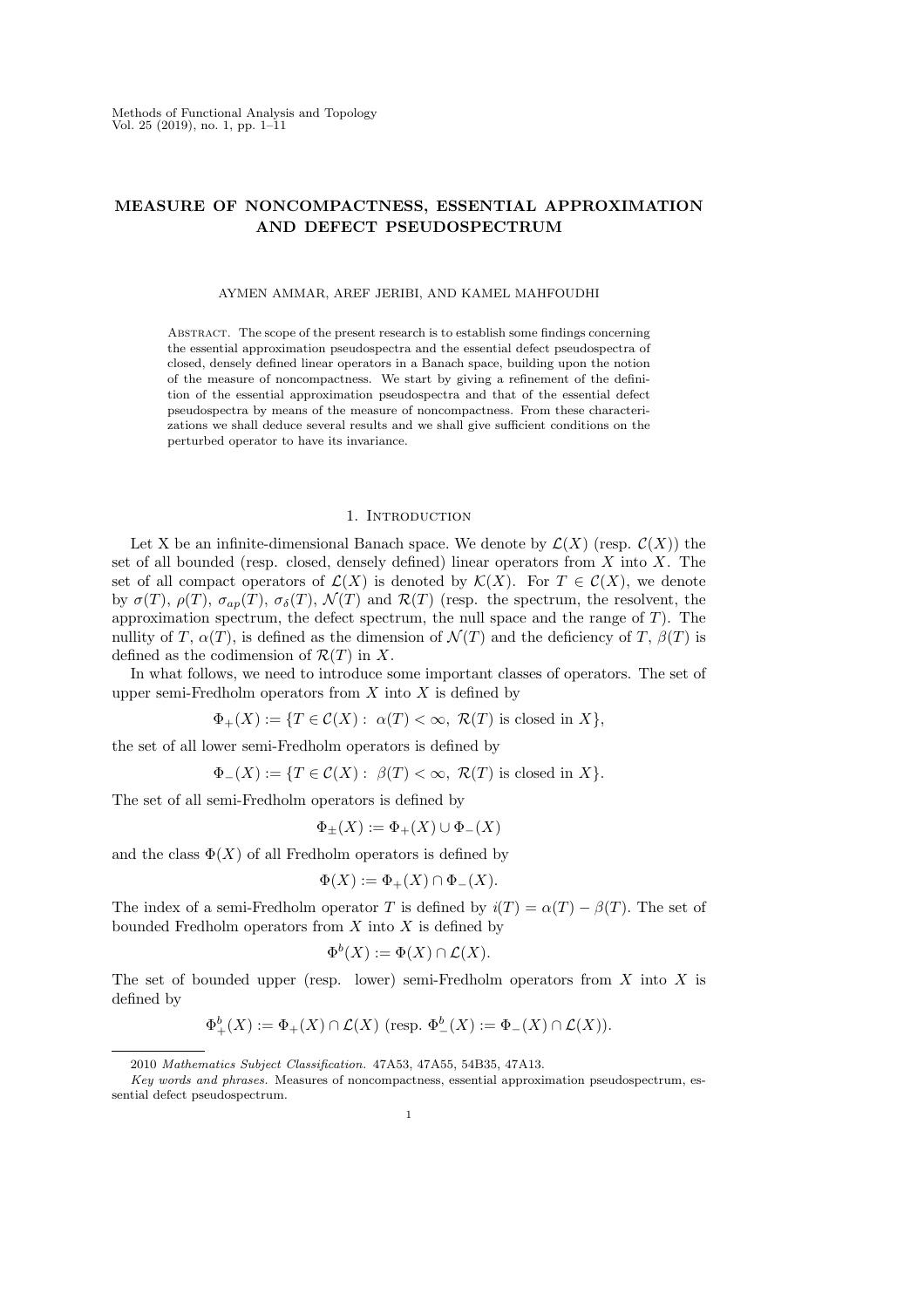# MEASURE OF NONCOMPACTNESS, ESSENTIAL APPROXIMATION AND DEFECT PSEUDOSPECTRUM

AYMEN AMMAR, AREF JERIBI, AND KAMEL MAHFOUDHI

Abstract. The scope of the present research is to establish some findings concerning the essential approximation pseudospectra and the essential defect pseudospectra of closed, densely defined linear operators in a Banach space, building upon the notion of the measure of noncompactness. We start by giving a refinement of the definition of the essential approximation pseudospectra and that of the essential defect pseudospectra by means of the measure of noncompactness. From these characterizations we shall deduce several results and we shall give sufficient conditions on the perturbed operator to have its invariance.

## 1. Introduction

Let X be an infinite-dimensional Banach space. We denote by $\mathcal{L}(X)$ (resp. $\mathcal{C}(X)$) the set of all bounded (resp. closed, densely defined) linear operators from $X$ into $X$. The set of all compact operators of $\mathcal{L}(X)$ is denoted by $\mathcal{K}(X)$. For $T \in \mathcal{C}(X)$, we denote by $\sigma(T)$, $\rho(T)$, $\sigma_{ap}(T)$, $\sigma_{\delta}(T)$, $\mathcal{N}(T)$ and $\mathcal{R}(T)$ (resp. the spectrum, the resolvent, the approximation spectrum, the defect spectrum, the null space and the range of $T$). The nullity of $T$, $\alpha(T)$, is defined as the dimension of $\mathcal{N}(T)$ and the deficiency of $T$, $\beta(T)$ is defined as the codimension of $\mathcal{R}(T)$ in $X$.

In what follows, we need to introduce some important classes of operators. The set of upper semi-Fredholm operators from $X$ into $X$ is defined by

$$\Phi_+(X) := \{T \in \mathcal{C}(X) : \ \alpha(T) < \infty, \ \mathcal{R}(T) \text{ is closed in } X\},$$

the set of all lower semi-Fredholm operators is defined by

$$\Phi_-(X) := \{T \in \mathcal{C}(X) : \ \beta(T) < \infty, \ \mathcal{R}(T) \text{ is closed in } X\}.$$

The set of all semi-Fredholm operators is defined by

$$\Phi_{\pm}(X) := \Phi_+(X) \cup \Phi_-(X)$$

and the class $\Phi(X)$ of all Fredholm operators is defined by

$$\Phi(X) := \Phi_+(X) \cap \Phi_-(X).$$

The index of a semi-Fredholm operator $T$ is defined by $i(T) = \alpha(T) - \beta(T)$. The set of bounded Fredholm operators from $X$ into $X$ is defined by

$$\Phi^b(X) := \Phi(X) \cap \mathcal{L}(X).$$

The set of bounded upper (resp. lower) semi-Fredholm operators from $X$ into $X$ is defined by

$$\Phi^b_+(X) := \Phi_+(X) \cap \mathcal{L}(X) \ (\text{resp. } \Phi^b_-(X) := \Phi_-(X) \cap \mathcal{L}(X)).$$

---

2010 *Mathematics Subject Classification.* 47A53, 47A55, 54B35, 47A13.

*Key words and phrases.* Measures of noncompactness, essential approximation pseudospectrum, essential defect pseudospectrum.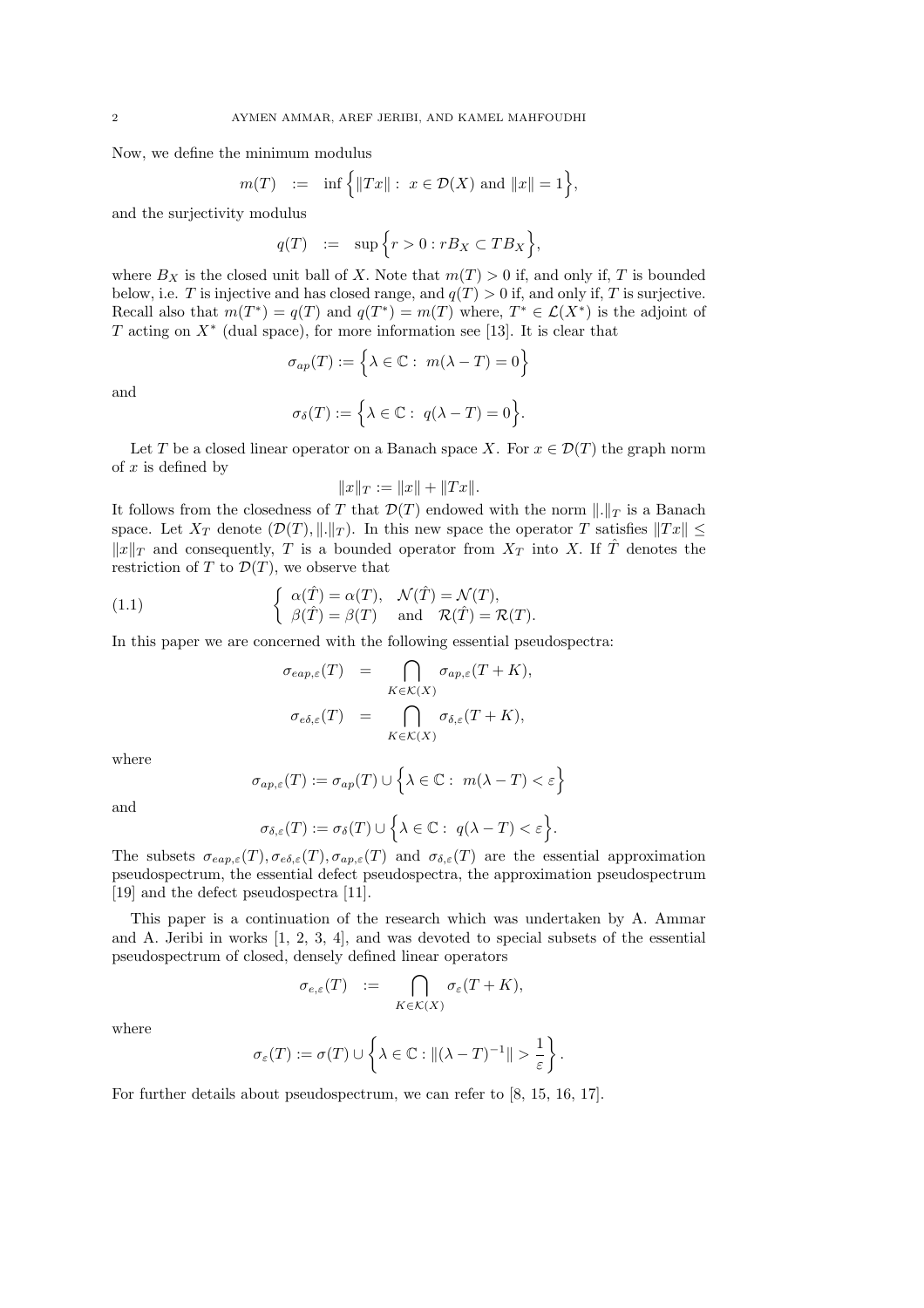Now, we define the minimum modulus

$$m(T) \quad := \quad \inf\Big\{\|Tx\|:\ x\in\mathcal{D}(X)\text{ and }\|x\|=1\Big\},$$

and the surjectivity modulus

$$q(T) \quad := \quad \sup\Big\{r>0: rB_X\subset TB_X\Big\},$$

where $B_X$ is the closed unit ball of $X$. Note that $m(T)>0$ if, and only if, $T$ is bounded below, i.e. $T$ is injective and has closed range, and $q(T)>0$ if, and only if, $T$ is surjective. Recall also that $m(T^*)=q(T)$ and $q(T^*)=m(T)$ where, $T^*\in\mathcal{L}(X^*)$ is the adjoint of $T$ acting on $X^*$ (dual space), for more information see [13]. It is clear that

$$\sigma_{ap}(T):=\Big\{\lambda\in\mathbb{C}:\ m(\lambda-T)=0\Big\}$$

and

$$\sigma_{\delta}(T):=\Big\{\lambda\in\mathbb{C}:\ q(\lambda-T)=0\Big\}.$$

Let $T$ be a closed linear operator on a Banach space $X$. For $x\in\mathcal{D}(T)$ the graph norm of $x$ is defined by

$$\|x\|_T:=\|x\|+\|Tx\|.$$

It follows from the closedness of $T$ that $\mathcal{D}(T)$ endowed with the norm $\|.\|_T$ is a Banach space. Let $X_T$ denote $(\mathcal{D}(T),\|.\|_T)$. In this new space the operator $T$ satisfies $\|Tx\|\leq\|x\|_T$ and consequently, $T$ is a bounded operator from $X_T$ into $X$. If $\hat{T}$ denotes the restriction of $T$ to $\mathcal{D}(T)$, we observe that

$$\left\{\begin{array}{ll}\alpha(\hat{T})=\alpha(T), & \mathcal{N}(\hat{T})=\mathcal{N}(T),\\ \beta(\hat{T})=\beta(T) & \text{and}\quad \mathcal{R}(\hat{T})=\mathcal{R}(T).\end{array}\right. \tag{1.1}$$

In this paper we are concerned with the following essential pseudospectra:

$$\begin{aligned}\sigma_{eap,\varepsilon}(T) &= \bigcap_{K\in\mathcal{K}(X)}\sigma_{ap,\varepsilon}(T+K),\\ \sigma_{e\delta,\varepsilon}(T) &= \bigcap_{K\in\mathcal{K}(X)}\sigma_{\delta,\varepsilon}(T+K),\end{aligned}$$

where

$$\sigma_{ap,\varepsilon}(T):=\sigma_{ap}(T)\cup\Big\{\lambda\in\mathbb{C}:\ m(\lambda-T)<\varepsilon\Big\}$$

and

$$\sigma_{\delta,\varepsilon}(T):=\sigma_{\delta}(T)\cup\Big\{\lambda\in\mathbb{C}:\ q(\lambda-T)<\varepsilon\Big\}.$$

The subsets $\sigma_{eap,\varepsilon}(T),\sigma_{e\delta,\varepsilon}(T),\sigma_{ap,\varepsilon}(T)$ and $\sigma_{\delta,\varepsilon}(T)$ are the essential approximation pseudospectrum, the essential defect pseudospectra, the approximation pseudospectrum [19] and the defect pseudospectra [11].

This paper is a continuation of the research which was undertaken by A. Ammar and A. Jeribi in works [1, 2, 3, 4], and was devoted to special subsets of the essential pseudospectrum of closed, densely defined linear operators

$$\sigma_{e,\varepsilon}(T) \quad := \quad \bigcap_{K\in\mathcal{K}(X)}\sigma_{\varepsilon}(T+K),$$

where

$$\sigma_{\varepsilon}(T):=\sigma(T)\cup\left\{\lambda\in\mathbb{C}:\|(\lambda-T)^{-1}\|>\frac{1}{\varepsilon}\right\}.$$

For further details about pseudospectrum, we can refer to [8, 15, 16, 17].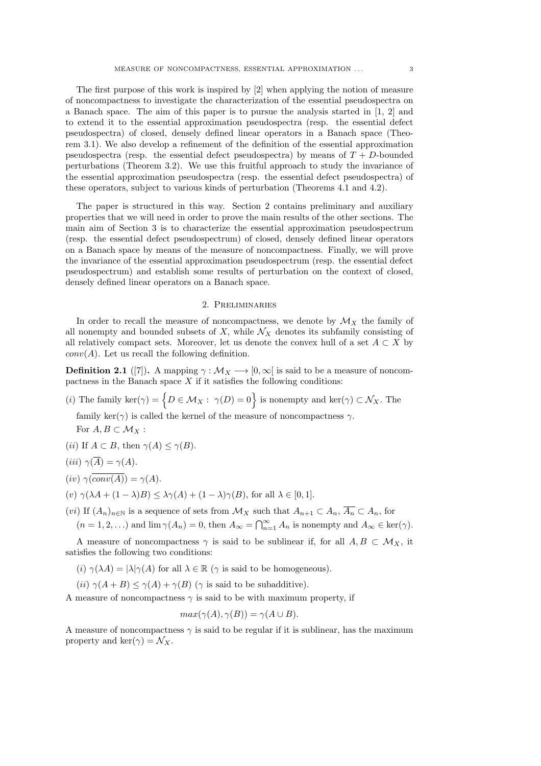The first purpose of this work is inspired by [2] when applying the notion of measure of noncompactness to investigate the characterization of the essential pseudospectra on a Banach space. The aim of this paper is to pursue the analysis started in [1, 2] and to extend it to the essential approximation pseudospectra (resp. the essential defect pseudospectra) of closed, densely defined linear operators in a Banach space (Theorem 3.1). We also develop a refinement of the definition of the essential approximation pseudospectra (resp. the essential defect pseudospectra) by means of $T + D$-bounded perturbations (Theorem 3.2). We use this fruitful approach to study the invariance of the essential approximation pseudospectra (resp. the essential defect pseudospectra) of these operators, subject to various kinds of perturbation (Theorems 4.1 and 4.2).

The paper is structured in this way. Section 2 contains preliminary and auxiliary properties that we will need in order to prove the main results of the other sections. The main aim of Section 3 is to characterize the essential approximation pseudospectrum (resp. the essential defect pseudospectrum) of closed, densely defined linear operators on a Banach space by means of the measure of noncompactness. Finally, we will prove the invariance of the essential approximation pseudospectrum (resp. the essential defect pseudospectrum) and establish some results of perturbation on the context of closed, densely defined linear operators on a Banach space.

## 2. Preliminaries

In order to recall the measure of noncompactness, we denote by $\mathcal{M}_X$ the family of all nonempty and bounded subsets of $X$, while $\mathcal{N}_X$ denotes its subfamily consisting of all relatively compact sets. Moreover, let us denote the convex hull of a set $A \subset X$ by $conv(A)$. Let us recall the following definition.

**Definition 2.1** ([7])**.** A mapping $\gamma : \mathcal{M}_X \longrightarrow [0, \infty[$ is said to be a measure of noncompactness in the Banach space $X$ if it satisfies the following conditions:

$(i)$ The family $\ker(\gamma) = \Big\{ D \in \mathcal{M}_X : \ \gamma(D) = 0 \Big\}$ is nonempty and $\ker(\gamma) \subset \mathcal{N}_X$. The family $\ker(\gamma)$ is called the kernel of the measure of noncompactness $\gamma$.

For $A, B \subset \mathcal{M}_X$ :

$(ii)$ If $A \subset B$, then $\gamma(A) \leq \gamma(B)$.

$(iii)$ $\gamma(\overline{A}) = \gamma(A)$.

$(iv)$ $\gamma(\overline{conv(A)}) = \gamma(A)$.

$(v)$ $\gamma(\lambda A + (1 - \lambda)B) \leq \lambda\gamma(A) + (1 - \lambda)\gamma(B)$, for all $\lambda \in [0, 1]$.

$(vi)$ If $(A_n)_{n\in\mathbb{N}}$ is a sequence of sets from $\mathcal{M}_X$ such that $A_{n+1} \subset A_n$, $\overline{A_n} \subset A_n$, for $(n = 1, 2, \ldots)$ and $\lim \gamma(A_n) = 0$, then $A_\infty = \bigcap_{n=1}^{\infty} A_n$ is nonempty and $A_\infty \in \ker(\gamma)$.

A measure of noncompactness $\gamma$ is said to be sublinear if, for all $A, B \subset \mathcal{M}_X$, it satisfies the following two conditions:

$(i)$ $\gamma(\lambda A) = |\lambda|\gamma(A)$ for all $\lambda \in \mathbb{R}$ ($\gamma$ is said to be homogeneous).

$(ii)$ $\gamma(A + B) \leq \gamma(A) + \gamma(B)$ ($\gamma$ is said to be subadditive).

A measure of noncompactness $\gamma$ is said to be with maximum property, if

$$max(\gamma(A), \gamma(B)) = \gamma(A \cup B).$$

A measure of noncompactness $\gamma$ is said to be regular if it is sublinear, has the maximum property and $\ker(\gamma) = \mathcal{N}_X$.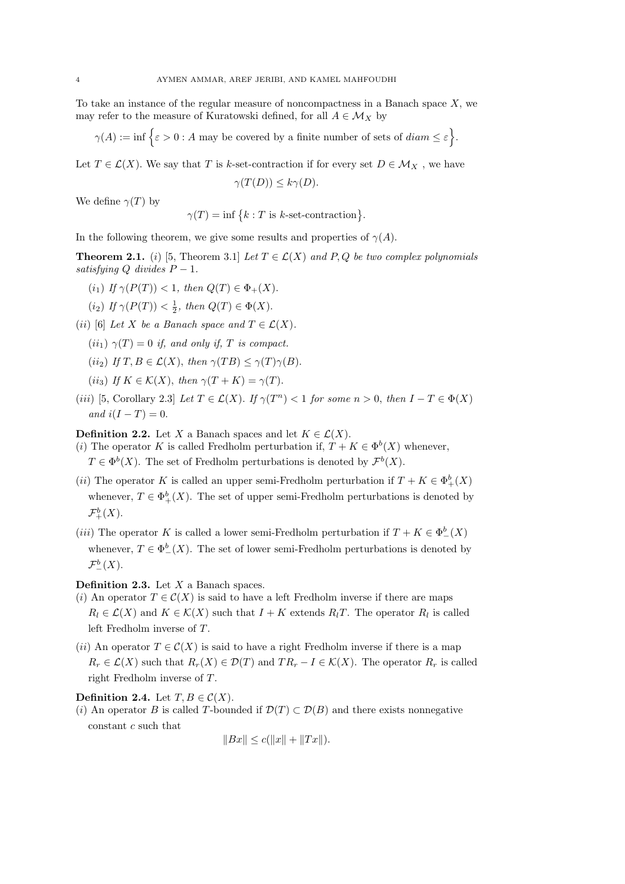To take an instance of the regular measure of noncompactness in a Banach space $X$, we may refer to the measure of Kuratowski defined, for all $A \in \mathcal{M}_X$ by

$$\gamma(A) := \inf \Big\{ \varepsilon > 0 : A \text{ may be covered by a finite number of sets of } diam \leq \varepsilon \Big\}.$$

Let $T \in \mathcal{L}(X)$. We say that $T$ is $k$-set-contraction if for every set $D \in \mathcal{M}_X$ , we have

$$\gamma(T(D)) \leq k\gamma(D).$$

We define $\gamma(T)$ by

$$\gamma(T) = \inf \big\{ k : T \text{ is } k\text{-set-contraction} \big\}.$$

In the following theorem, we give some results and properties of $\gamma(A)$.

**Theorem 2.1.** $(i)$ [5, Theorem 3.1] *Let $T \in \mathcal{L}(X)$ and $P, Q$ be two complex polynomials satisfying $Q$ divides $P - 1$.*

- $(i_1)$ *If $\gamma(P(T)) < 1$, then $Q(T) \in \Phi_+(X)$.*
- $(i_2)$ *If $\gamma(P(T)) < \frac{1}{2}$, then $Q(T) \in \Phi(X)$.*

$(ii)$ [6] *Let $X$ be a Banach space and $T \in \mathcal{L}(X)$.*

- $(ii_1)$ *$\gamma(T) = 0$ if, and only if, $T$ is compact.*
- $(ii_2)$ *If $T, B \in \mathcal{L}(X)$, then $\gamma(TB) \leq \gamma(T)\gamma(B)$.*
- $(ii_3)$ *If $K \in \mathcal{K}(X)$, then $\gamma(T + K) = \gamma(T)$.*

$(iii)$ [5, Corollary 2.3] *Let $T \in \mathcal{L}(X)$. If $\gamma(T^n) < 1$ for some $n > 0$, then $I - T \in \Phi(X)$ and $i(I - T) = 0$.*

**Definition 2.2.** Let $X$ a Banach spaces and let $K \in \mathcal{L}(X)$.

$(i)$ The operator $K$ is called Fredholm perturbation if, $T + K \in \Phi^b(X)$ whenever, $T \in \Phi^b(X)$. The set of Fredholm perturbations is denoted by $\mathcal{F}^b(X)$.

$(ii)$ The operator $K$ is called an upper semi-Fredholm perturbation if $T + K \in \Phi^b_+(X)$ whenever, $T \in \Phi^b_+(X)$. The set of upper semi-Fredholm perturbations is denoted by $\mathcal{F}^b_+(X)$.

$(iii)$ The operator $K$ is called a lower semi-Fredholm perturbation if $T + K \in \Phi^b_-(X)$ whenever, $T \in \Phi^b_-(X)$. The set of lower semi-Fredholm perturbations is denoted by $\mathcal{F}^b_-(X)$.

**Definition 2.3.** Let $X$ a Banach spaces.

$(i)$ An operator $T \in \mathcal{C}(X)$ is said to have a left Fredholm inverse if there are maps $R_l \in \mathcal{L}(X)$ and $K \in \mathcal{K}(X)$ such that $I + K$ extends $R_l T$. The operator $R_l$ is called left Fredholm inverse of $T$.

$(ii)$ An operator $T \in \mathcal{C}(X)$ is said to have a right Fredholm inverse if there is a map $R_r \in \mathcal{L}(X)$ such that $R_r(X) \in \mathcal{D}(T)$ and $TR_r - I \in \mathcal{K}(X)$. The operator $R_r$ is called right Fredholm inverse of $T$.

**Definition 2.4.** Let $T, B \in \mathcal{C}(X)$.

$(i)$ An operator $B$ is called $T$-bounded if $\mathcal{D}(T) \subset \mathcal{D}(B)$ and there exists nonnegative constant $c$ such that

$$\|Bx\| \leq c(\|x\| + \|Tx\|).$$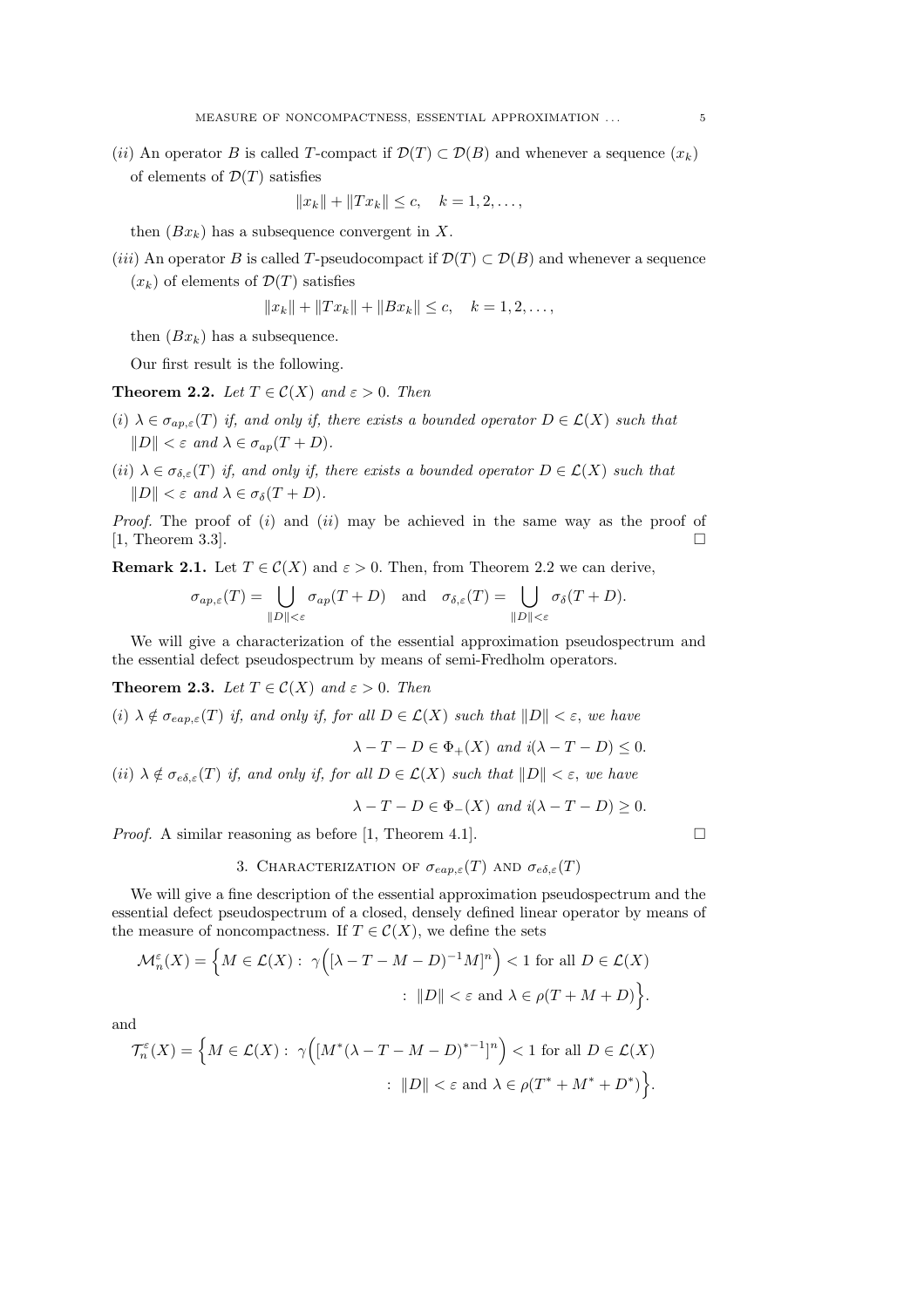(*ii*) An operator $B$ is called $T$-compact if $\mathcal{D}(T) \subset \mathcal{D}(B)$ and whenever a sequence $(x_k)$ of elements of $\mathcal{D}(T)$ satisfies

$$\|x_k\| + \|Tx_k\| \leq c, \quad k = 1, 2, \ldots,$$

then $(Bx_k)$ has a subsequence convergent in $X$.

(*iii*) An operator $B$ is called $T$-pseudocompact if $\mathcal{D}(T) \subset \mathcal{D}(B)$ and whenever a sequence $(x_k)$ of elements of $\mathcal{D}(T)$ satisfies

$$\|x_k\| + \|Tx_k\| + \|Bx_k\| \leq c, \quad k = 1, 2, \ldots,$$

then $(Bx_k)$ has a subsequence.

Our first result is the following.

**Theorem 2.2.** *Let $T \in \mathcal{C}(X)$ and $\varepsilon > 0$. Then*

(*i*) *$\lambda \in \sigma_{ap,\varepsilon}(T)$ if, and only if, there exists a bounded operator $D \in \mathcal{L}(X)$ such that $\|D\| < \varepsilon$ and $\lambda \in \sigma_{ap}(T + D)$.*

(*ii*) *$\lambda \in \sigma_{\delta,\varepsilon}(T)$ if, and only if, there exists a bounded operator $D \in \mathcal{L}(X)$ such that $\|D\| < \varepsilon$ and $\lambda \in \sigma_{\delta}(T + D)$.*

*Proof.* The proof of (*i*) and (*ii*) may be achieved in the same way as the proof of [1, Theorem 3.3]. $\square$

**Remark 2.1.** Let $T \in \mathcal{C}(X)$ and $\varepsilon > 0$. Then, from Theorem 2.2 we can derive,

$$\sigma_{ap,\varepsilon}(T) = \bigcup_{\|D\|<\varepsilon} \sigma_{ap}(T + D) \quad \text{and} \quad \sigma_{\delta,\varepsilon}(T) = \bigcup_{\|D\|<\varepsilon} \sigma_{\delta}(T + D).$$

We will give a characterization of the essential approximation pseudospectrum and the essential defect pseudospectrum by means of semi-Fredholm operators.

**Theorem 2.3.** *Let $T \in \mathcal{C}(X)$ and $\varepsilon > 0$. Then*

(*i*) *$\lambda \notin \sigma_{eap,\varepsilon}(T)$ if, and only if, for all $D \in \mathcal{L}(X)$ such that $\|D\| < \varepsilon$, we have*

$$\lambda - T - D \in \Phi_+(X) \text{ and } i(\lambda - T - D) \leq 0.$$

(*ii*) *$\lambda \notin \sigma_{e\delta,\varepsilon}(T)$ if, and only if, for all $D \in \mathcal{L}(X)$ such that $\|D\| < \varepsilon$, we have*

$$\lambda - T - D \in \Phi_-(X) \text{ and } i(\lambda - T - D) \geq 0.$$

*Proof.* A similar reasoning as before [1, Theorem 4.1]. $\square$

## 3. Characterization of $\sigma_{eap,\varepsilon}(T)$ and $\sigma_{e\delta,\varepsilon}(T)$

We will give a fine description of the essential approximation pseudospectrum and the essential defect pseudospectrum of a closed, densely defined linear operator by means of the measure of noncompactness. If $T \in \mathcal{C}(X)$, we define the sets

$$\mathcal{M}_n^{\varepsilon}(X) = \Big\{M \in \mathcal{L}(X) : \ \gamma\Big([\lambda - T - M - D)^{-1}M]^n\Big) < 1 \text{ for all } D \in \mathcal{L}(X) \\ : \ \|D\| < \varepsilon \text{ and } \lambda \in \rho(T + M + D)\Big\}.$$

and

$$\mathcal{T}_n^{\varepsilon}(X) = \Big\{M \in \mathcal{L}(X) : \ \gamma\Big([M^*(\lambda - T - M - D)^{*-1}]^n\Big) < 1 \text{ for all } D \in \mathcal{L}(X) \\ : \ \|D\| < \varepsilon \text{ and } \lambda \in \rho(T^* + M^* + D^*)\Big\}.$$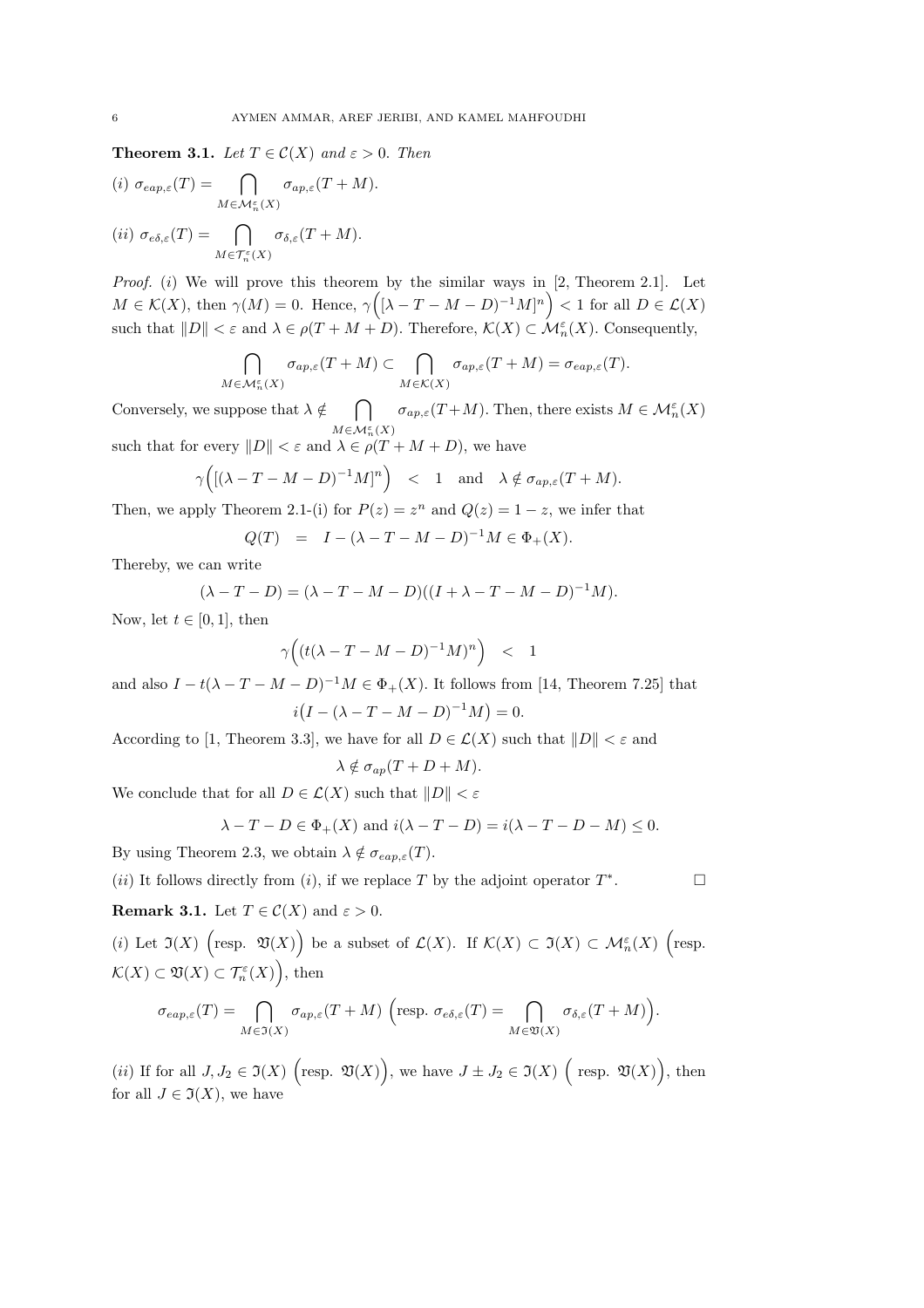**Theorem 3.1.** *Let $T \in \mathcal{C}(X)$ and $\varepsilon > 0$. Then*

*(i)* $\sigma_{eap,\varepsilon}(T) = \bigcap_{M \in \mathcal{M}_n^{\varepsilon}(X)} \sigma_{ap,\varepsilon}(T+M)$.

*(ii)* $\sigma_{e\delta,\varepsilon}(T) = \bigcap_{M \in \mathcal{T}_n^{\varepsilon}(X)} \sigma_{\delta,\varepsilon}(T+M)$.

*Proof.* $(i)$ We will prove this theorem by the similar ways in [2, Theorem 2.1]. Let $M \in \mathcal{K}(X)$, then $\gamma(M) = 0$. Hence, $\gamma\Big([\lambda - T - M - D)^{-1}M]^n\Big) < 1$ for all $D \in \mathcal{L}(X)$ such that $\|D\| < \varepsilon$ and $\lambda \in \rho(T+M+D)$. Therefore, $\mathcal{K}(X) \subset \mathcal{M}_n^{\varepsilon}(X)$. Consequently,

$$\bigcap_{M \in \mathcal{M}_n^{\varepsilon}(X)} \sigma_{ap,\varepsilon}(T+M) \subset \bigcap_{M \in \mathcal{K}(X)} \sigma_{ap,\varepsilon}(T+M) = \sigma_{eap,\varepsilon}(T).$$

Conversely, we suppose that $\lambda \notin \bigcap_{M \in \mathcal{M}_n^{\varepsilon}(X)} \sigma_{ap,\varepsilon}(T+M)$. Then, there exists $M \in \mathcal{M}_n^{\varepsilon}(X)$ such that for every $\|D\| < \varepsilon$ and $\lambda \in \rho(T+M+D)$, we have

$$\gamma\Big([(\lambda - T - M - D)^{-1}M]^n\Big) \quad < \quad 1 \quad \text{and} \quad \lambda \notin \sigma_{ap,\varepsilon}(T+M).$$

Then, we apply Theorem 2.1-(i) for $P(z) = z^n$ and $Q(z) = 1 - z$, we infer that

$$Q(T) \quad = \quad I - (\lambda - T - M - D)^{-1}M \in \Phi_+(X).$$

Thereby, we can write

$$(\lambda - T - D) = (\lambda - T - M - D)((I + \lambda - T - M - D)^{-1}M).$$

Now, let $t \in [0,1]$, then

$$\gamma\Big(\big(t(\lambda - T - M - D)^{-1}M\big)^n\Big) \quad < \quad 1$$

and also $I - t(\lambda - T - M - D)^{-1}M \in \Phi_+(X)$. It follows from [14, Theorem 7.25] that

$$i\big(I - (\lambda - T - M - D)^{-1}M\big) = 0.$$

According to [1, Theorem 3.3], we have for all $D \in \mathcal{L}(X)$ such that $\|D\| < \varepsilon$ and

$$\lambda \notin \sigma_{ap}(T + D + M).$$

We conclude that for all $D \in \mathcal{L}(X)$ such that $\|D\| < \varepsilon$

$$\lambda - T - D \in \Phi_+(X) \text{ and } i(\lambda - T - D) = i(\lambda - T - D - M) \leq 0.$$

By using Theorem 2.3, we obtain $\lambda \notin \sigma_{eap,\varepsilon}(T)$.

$(ii)$ It follows directly from $(i)$, if we replace $T$ by the adjoint operator $T^*$. $\square$

**Remark 3.1.** Let $T \in \mathcal{C}(X)$ and $\varepsilon > 0$.

$(i)$ Let $\mathfrak{I}(X)$ $\Big($resp. $\mathfrak{V}(X)\Big)$ be a subset of $\mathcal{L}(X)$. If $\mathcal{K}(X) \subset \mathfrak{I}(X) \subset \mathcal{M}_n^{\varepsilon}(X)$ $\Big($resp. $\mathcal{K}(X) \subset \mathfrak{V}(X) \subset \mathcal{T}_n^{\varepsilon}(X)\Big)$, then

$$\sigma_{eap,\varepsilon}(T) = \bigcap_{M \in \mathfrak{I}(X)} \sigma_{ap,\varepsilon}(T+M) \ \Big(\text{resp. } \sigma_{e\delta,\varepsilon}(T) = \bigcap_{M \in \mathfrak{V}(X)} \sigma_{\delta,\varepsilon}(T+M)\Big).$$

$(ii)$ If for all $J, J_2 \in \mathfrak{I}(X)$ $\Big($resp. $\mathfrak{V}(X)\Big)$, we have $J \pm J_2 \in \mathfrak{I}(X)$ $\Big($ resp. $\mathfrak{V}(X)\Big)$, then for all $J \in \mathfrak{I}(X)$, we have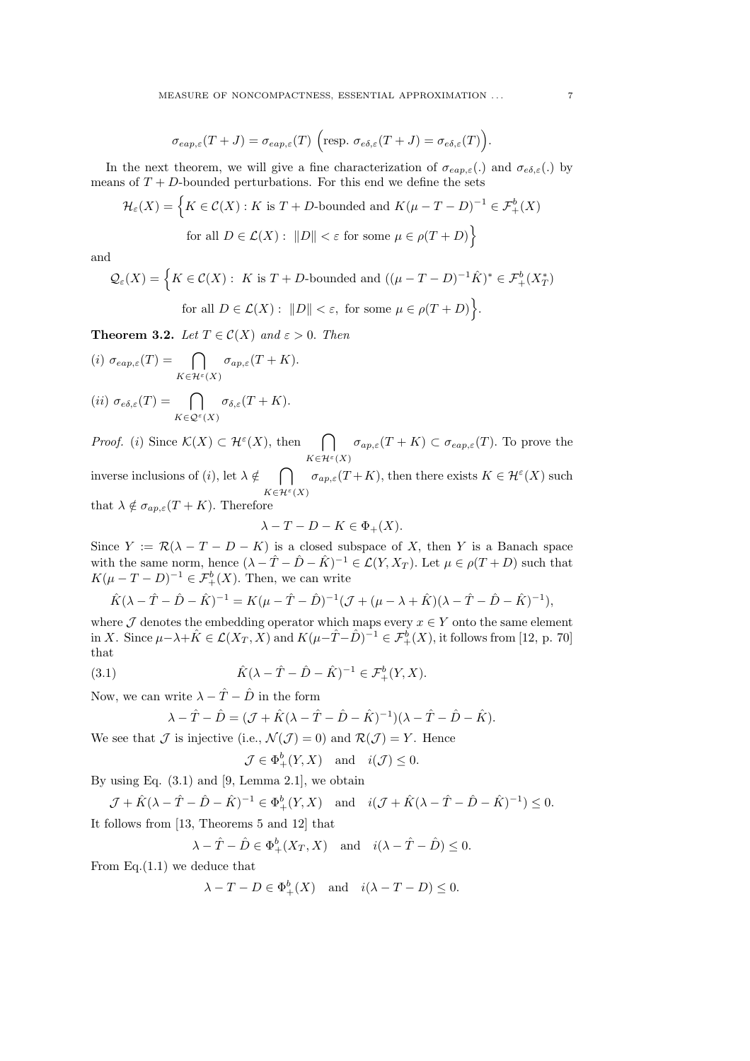$$\sigma_{eap,\varepsilon}(T+J) = \sigma_{eap,\varepsilon}(T) \ \Big(\text{resp. } \sigma_{e\delta,\varepsilon}(T+J) = \sigma_{e\delta,\varepsilon}(T)\Big).$$

In the next theorem, we will give a fine characterization of $\sigma_{eap,\varepsilon}(.)$ and $\sigma_{e\delta,\varepsilon}(.)$ by means of $T+D$-bounded perturbations. For this end we define the sets

$$\mathcal{H}_\varepsilon(X) = \Big\{K \in \mathcal{C}(X) : K \text{ is } T+D\text{-bounded and } K(\mu - T - D)^{-1} \in \mathcal{F}^b_+(X)$$
$$\text{for all } D \in \mathcal{L}(X) : \ \|D\| < \varepsilon \text{ for some } \mu \in \rho(T+D)\Big\}$$

and

$$\mathcal{Q}_\varepsilon(X) = \Big\{K \in \mathcal{C}(X) : \ K \text{ is } T+D\text{-bounded and } ((\mu - T - D)^{-1}\hat{K})^* \in \mathcal{F}^b_+(X_T^*)$$
$$\text{for all } D \in \mathcal{L}(X) : \ \|D\| < \varepsilon, \text{ for some } \mu \in \rho(T+D)\Big\}.$$

**Theorem 3.2.** *Let $T \in \mathcal{C}(X)$ and $\varepsilon > 0$. Then*

*(i)* $\sigma_{eap,\varepsilon}(T) = \displaystyle\bigcap_{K \in \mathcal{H}^\varepsilon(X)} \sigma_{ap,\varepsilon}(T+K).$

*(ii)* $\sigma_{e\delta,\varepsilon}(T) = \displaystyle\bigcap_{K \in \mathcal{Q}^\varepsilon(X)} \sigma_{\delta,\varepsilon}(T+K).$

*Proof.* (i) Since $\mathcal{K}(X) \subset \mathcal{H}^\varepsilon(X)$, then $\displaystyle\bigcap_{K \in \mathcal{H}^\varepsilon(X)} \sigma_{ap,\varepsilon}(T+K) \subset \sigma_{eap,\varepsilon}(T)$. To prove the inverse inclusions of (i), let $\lambda \notin \displaystyle\bigcap_{K \in \mathcal{H}^\varepsilon(X)} \sigma_{ap,\varepsilon}(T+K)$, then there exists $K \in \mathcal{H}^\varepsilon(X)$ such that $\lambda \notin \sigma_{ap,\varepsilon}(T+K)$. Therefore

$$\lambda - T - D - K \in \Phi_+(X).$$

Since $Y := \mathcal{R}(\lambda - T - D - K)$ is a closed subspace of $X$, then $Y$ is a Banach space with the same norm, hence $(\lambda - \hat{T} - \hat{D} - \hat{K})^{-1} \in \mathcal{L}(Y, X_T)$. Let $\mu \in \rho(T+D)$ such that $K(\mu - T - D)^{-1} \in \mathcal{F}^b_+(X)$. Then, we can write

$$\hat{K}(\lambda - \hat{T} - \hat{D} - \hat{K})^{-1} = K(\mu - \hat{T} - \hat{D})^{-1}(\mathcal{J} + (\mu - \lambda + \hat{K})(\lambda - \hat{T} - \hat{D} - \hat{K})^{-1}),$$

where $\mathcal{J}$ denotes the embedding operator which maps every $x \in Y$ onto the same element in $X$. Since $\mu - \lambda + \hat{K} \in \mathcal{L}(X_T, X)$ and $K(\mu - \hat{T} - \hat{D})^{-1} \in \mathcal{F}^b_+(X)$, it follows from [12, p. 70] that

$$\hat{K}(\lambda - \hat{T} - \hat{D} - \hat{K})^{-1} \in \mathcal{F}^b_+(Y, X). \tag{3.1}$$

Now, we can write $\lambda - \hat{T} - \hat{D}$ in the form

$$\lambda - \hat{T} - \hat{D} = (\mathcal{J} + \hat{K}(\lambda - \hat{T} - \hat{D} - \hat{K})^{-1})(\lambda - \hat{T} - \hat{D} - \hat{K}).$$

We see that $\mathcal{J}$ is injective (i.e., $\mathcal{N}(\mathcal{J}) = 0$) and $\mathcal{R}(\mathcal{J}) = Y$. Hence

$$\mathcal{J} \in \Phi^b_+(Y, X) \quad \text{and} \quad i(\mathcal{J}) \leq 0.$$

By using Eq. (3.1) and [9, Lemma 2.1], we obtain

$$\mathcal{J} + \hat{K}(\lambda - \hat{T} - \hat{D} - \hat{K})^{-1} \in \Phi^b_+(Y, X) \quad \text{and} \quad i(\mathcal{J} + \hat{K}(\lambda - \hat{T} - \hat{D} - \hat{K})^{-1}) \leq 0.$$

It follows from [13, Theorems 5 and 12] that

$$\lambda - \hat{T} - \hat{D} \in \Phi^b_+(X_T, X) \quad \text{and} \quad i(\lambda - \hat{T} - \hat{D}) \leq 0.$$

From Eq.(1.1) we deduce that

$$\lambda - T - D \in \Phi^b_+(X) \quad \text{and} \quad i(\lambda - T - D) \leq 0.$$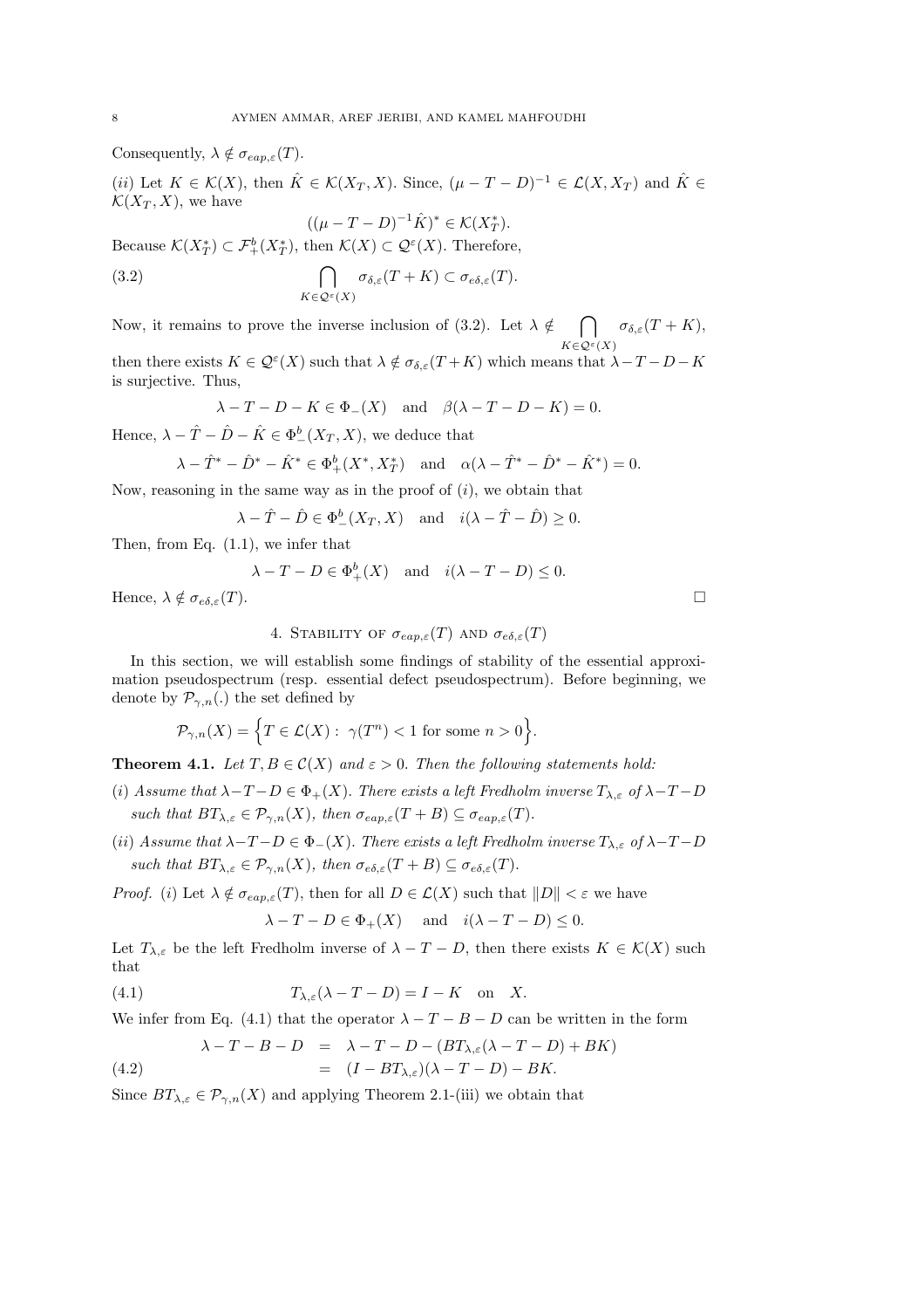Consequently, $\lambda \notin \sigma_{eap,\varepsilon}(T)$.

$(ii)$ Let $K \in \mathcal{K}(X)$, then $\hat{K} \in \mathcal{K}(X_T, X)$. Since, $(\mu - T - D)^{-1} \in \mathcal{L}(X, X_T)$ and $\hat{K} \in \mathcal{K}(X_T, X)$, we have

$$((\mu - T - D)^{-1}\hat{K})^* \in \mathcal{K}(X_T^*).$$

Because $\mathcal{K}(X_T^*) \subset \mathcal{F}_+^b(X_T^*)$, then $\mathcal{K}(X) \subset \mathcal{Q}^\varepsilon(X)$. Therefore,

$$\bigcap_{K \in \mathcal{Q}^\varepsilon(X)} \sigma_{\delta,\varepsilon}(T + K) \subset \sigma_{e\delta,\varepsilon}(T). \tag{3.2}$$

Now, it remains to prove the inverse inclusion of (3.2). Let $\lambda \notin \bigcap_{K \in \mathcal{Q}^\varepsilon(X)} \sigma_{\delta,\varepsilon}(T + K)$, then there exists $K \in \mathcal{Q}^\varepsilon(X)$ such that $\lambda \notin \sigma_{\delta,\varepsilon}(T+K)$ which means that $\lambda - T - D - K$ is surjective. Thus,

$$\lambda - T - D - K \in \Phi_-(X) \quad \text{and} \quad \beta(\lambda - T - D - K) = 0.$$

Hence, $\lambda - \hat{T} - \hat{D} - \hat{K} \in \Phi_-^b(X_T, X)$, we deduce that

$$\lambda - \hat{T}^* - \hat{D}^* - \hat{K}^* \in \Phi_+^b(X^*, X_T^*) \quad \text{and} \quad \alpha(\lambda - \hat{T}^* - \hat{D}^* - \hat{K}^*) = 0.$$

Now, reasoning in the same way as in the proof of $(i)$, we obtain that

$$\lambda - \hat{T} - \hat{D} \in \Phi_-^b(X_T, X) \quad \text{and} \quad i(\lambda - \hat{T} - \hat{D}) \geq 0.$$

Then, from Eq. (1.1), we infer that

$$\lambda - T - D \in \Phi_+^b(X) \quad \text{and} \quad i(\lambda - T - D) \leq 0.$$

Hence, $\lambda \notin \sigma_{e\delta,\varepsilon}(T)$. ∎

## 4. Stability of $\sigma_{eap,\varepsilon}(T)$ and $\sigma_{e\delta,\varepsilon}(T)$

In this section, we will establish some findings of stability of the essential approximation pseudospectrum (resp. essential defect pseudospectrum). Before beginning, we denote by $\mathcal{P}_{\gamma,n}(.)$ the set defined by

$$\mathcal{P}_{\gamma,n}(X) = \Big\{ T \in \mathcal{L}(X) : \ \gamma(T^n) < 1 \text{ for some } n > 0 \Big\}.$$

**Theorem 4.1.** *Let $T, B \in \mathcal{C}(X)$ and $\varepsilon > 0$. Then the following statements hold:*

*$(i)$ Assume that $\lambda - T - D \in \Phi_+(X)$. There exists a left Fredholm inverse $T_{\lambda,\varepsilon}$ of $\lambda - T - D$ such that $BT_{\lambda,\varepsilon} \in \mathcal{P}_{\gamma,n}(X)$, then $\sigma_{eap,\varepsilon}(T + B) \subseteq \sigma_{eap,\varepsilon}(T)$.*

*$(ii)$ Assume that $\lambda - T - D \in \Phi_-(X)$. There exists a left Fredholm inverse $T_{\lambda,\varepsilon}$ of $\lambda - T - D$ such that $BT_{\lambda,\varepsilon} \in \mathcal{P}_{\gamma,n}(X)$, then $\sigma_{e\delta,\varepsilon}(T + B) \subseteq \sigma_{e\delta,\varepsilon}(T)$.*

*Proof.* $(i)$ Let $\lambda \notin \sigma_{eap,\varepsilon}(T)$, then for all $D \in \mathcal{L}(X)$ such that $\|D\| < \varepsilon$ we have

$$\lambda - T - D \in \Phi_+(X) \quad \text{and} \quad i(\lambda - T - D) \leq 0.$$

Let $T_{\lambda,\varepsilon}$ be the left Fredholm inverse of $\lambda - T - D$, then there exists $K \in \mathcal{K}(X)$ such that

$$T_{\lambda,\varepsilon}(\lambda - T - D) = I - K \quad \text{on} \quad X. \tag{4.1}$$

We infer from Eq. (4.1) that the operator $\lambda - T - B - D$ can be written in the form

$$\begin{aligned} \lambda - T - B - D &= \lambda - T - D - (BT_{\lambda,\varepsilon}(\lambda - T - D) + BK) \\ &= (I - BT_{\lambda,\varepsilon})(\lambda - T - D) - BK. \end{aligned} \tag{4.2}$$

Since $BT_{\lambda,\varepsilon} \in \mathcal{P}_{\gamma,n}(X)$ and applying Theorem 2.1-(iii) we obtain that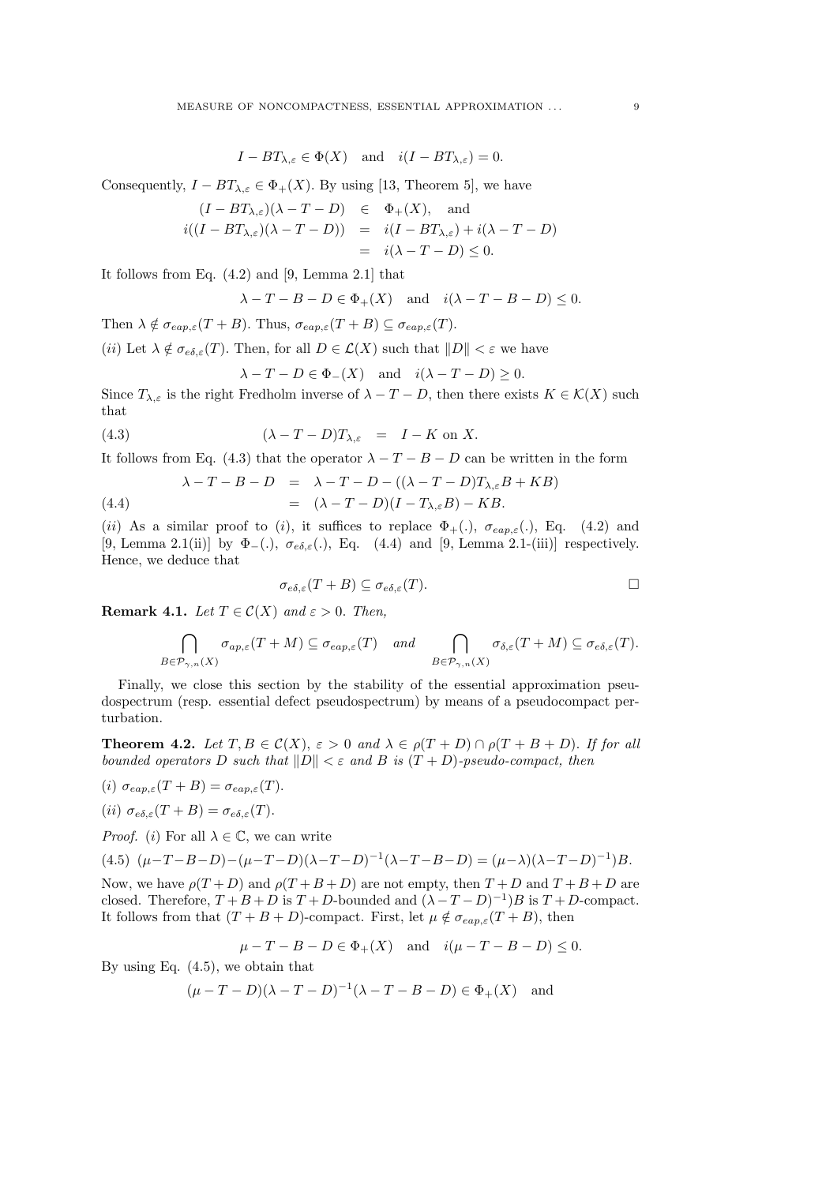$$I - BT_{\lambda,\varepsilon} \in \Phi(X) \quad \text{and} \quad i(I - BT_{\lambda,\varepsilon}) = 0.$$

Consequently, $I - BT_{\lambda,\varepsilon} \in \Phi_+(X)$. By using [13, Theorem 5], we have

$$\begin{aligned}
(I - BT_{\lambda,\varepsilon})(\lambda - T - D) &\in \Phi_+(X), \quad \text{and} \\
i((I - BT_{\lambda,\varepsilon})(\lambda - T - D)) &= i(I - BT_{\lambda,\varepsilon}) + i(\lambda - T - D) \\
&= i(\lambda - T - D) \leq 0.
\end{aligned}$$

It follows from Eq. (4.2) and [9, Lemma 2.1] that

$$\lambda - T - B - D \in \Phi_+(X) \quad \text{and} \quad i(\lambda - T - B - D) \leq 0.$$

Then $\lambda \notin \sigma_{eap,\varepsilon}(T + B)$. Thus, $\sigma_{eap,\varepsilon}(T + B) \subseteq \sigma_{eap,\varepsilon}(T)$.

$(ii)$ Let $\lambda \notin \sigma_{e\delta,\varepsilon}(T)$. Then, for all $D \in \mathcal{L}(X)$ such that $\|D\| < \varepsilon$ we have

$$\lambda - T - D \in \Phi_-(X) \quad \text{and} \quad i(\lambda - T - D) \geq 0.$$

Since $T_{\lambda,\varepsilon}$ is the right Fredholm inverse of $\lambda - T - D$, then there exists $K \in \mathcal{K}(X)$ such that

$$(\lambda - T - D)T_{\lambda,\varepsilon} \;=\; I - K \text{ on } X. \tag{4.3}$$

It follows from Eq. (4.3) that the operator $\lambda - T - B - D$ can be written in the form

$$\begin{aligned}
\lambda - T - B - D &= \lambda - T - D - ((\lambda - T - D)T_{\lambda,\varepsilon}B + KB) \\
&= (\lambda - T - D)(I - T_{\lambda,\varepsilon}B) - KB. \qquad (4.4)
\end{aligned}$$

$(ii)$ As a similar proof to $(i)$, it suffices to replace $\Phi_+(.)$, $\sigma_{eap,\varepsilon}(.)$, Eq. (4.2) and [9, Lemma 2.1(ii)] by $\Phi_-(.)$, $\sigma_{e\delta,\varepsilon}(.)$, Eq. (4.4) and [9, Lemma 2.1-(iii)] respectively. Hence, we deduce that

$$\sigma_{e\delta,\varepsilon}(T + B) \subseteq \sigma_{e\delta,\varepsilon}(T).$$

□

**Remark 4.1.** *Let $T \in \mathcal{C}(X)$ and $\varepsilon > 0$. Then,*

$$\bigcap_{B \in \mathcal{P}_{\gamma,n}(X)} \sigma_{ap,\varepsilon}(T + M) \subseteq \sigma_{eap,\varepsilon}(T) \quad \text{and} \quad \bigcap_{B \in \mathcal{P}_{\gamma,n}(X)} \sigma_{\delta,\varepsilon}(T + M) \subseteq \sigma_{e\delta,\varepsilon}(T).$$

Finally, we close this section by the stability of the essential approximation pseudospectrum (resp. essential defect pseudospectrum) by means of a pseudocompact perturbation.

**Theorem 4.2.** *Let $T, B \in \mathcal{C}(X)$, $\varepsilon > 0$ and $\lambda \in \rho(T + D) \cap \rho(T + B + D)$. If for all bounded operators $D$ such that $\|D\| < \varepsilon$ and $B$ is $(T + D)$-pseudo-compact, then*

*(i)* $\sigma_{eap,\varepsilon}(T + B) = \sigma_{eap,\varepsilon}(T)$.

*(ii)* $\sigma_{e\delta,\varepsilon}(T + B) = \sigma_{e\delta,\varepsilon}(T)$.

*Proof.* $(i)$ For all $\lambda \in \mathbb{C}$, we can write

$$(\mu - T - B - D) - (\mu - T - D)(\lambda - T - D)^{-1}(\lambda - T - B - D) = (\mu - \lambda)(\lambda - T - D)^{-1})B. \tag{4.5}$$

Now, we have $\rho(T + D)$ and $\rho(T + B + D)$ are not empty, then $T + D$ and $T + B + D$ are closed. Therefore, $T + B + D$ is $T + D$-bounded and $(\lambda - T - D)^{-1})B$ is $T + D$-compact. It follows from that $(T + B + D)$-compact. First, let $\mu \notin \sigma_{eap,\varepsilon}(T + B)$, then

$$\mu - T - B - D \in \Phi_+(X) \quad \text{and} \quad i(\mu - T - B - D) \leq 0.$$

By using Eq. (4.5), we obtain that

$$(\mu - T - D)(\lambda - T - D)^{-1}(\lambda - T - B - D) \in \Phi_+(X) \quad \text{and}$$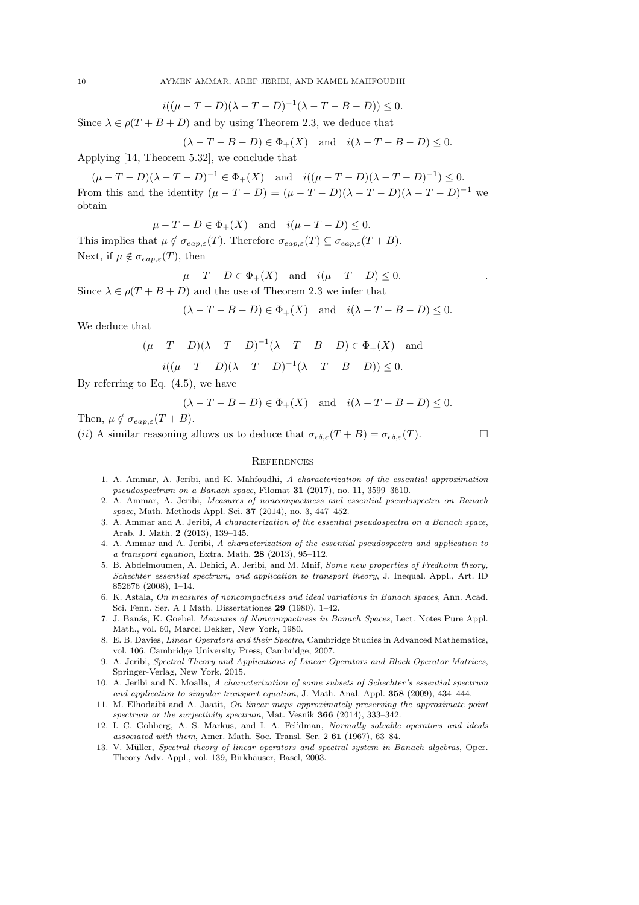$$i((\mu - T - D)(\lambda - T - D)^{-1}(\lambda - T - B - D)) \leq 0.$$

Since $\lambda \in \rho(T + B + D)$ and by using Theorem 2.3, we deduce that

$$(\lambda - T - B - D) \in \Phi_+(X) \quad \text{and} \quad i(\lambda - T - B - D) \leq 0.$$

Applying [14, Theorem 5.32], we conclude that

$$(\mu - T - D)(\lambda - T - D)^{-1} \in \Phi_+(X) \quad \text{and} \quad i((\mu - T - D)(\lambda - T - D)^{-1}) \leq 0.$$

From this and the identity $(\mu - T - D) = (\mu - T - D)(\lambda - T - D)(\lambda - T - D)^{-1}$ we obtain

$$\mu - T - D \in \Phi_+(X) \quad \text{and} \quad i(\mu - T - D) \leq 0.$$

This implies that $\mu \notin \sigma_{eap,\varepsilon}(T)$. Therefore $\sigma_{eap,\varepsilon}(T) \subseteq \sigma_{eap,\varepsilon}(T + B)$.

Next, if $\mu \notin \sigma_{eap,\varepsilon}(T)$, then

$$\mu - T - D \in \Phi_+(X) \quad \text{and} \quad i(\mu - T - D) \leq 0.$$

Since $\lambda \in \rho(T + B + D)$ and the use of Theorem 2.3 we infer that

$$(\lambda - T - B - D) \in \Phi_+(X) \quad \text{and} \quad i(\lambda - T - B - D) \leq 0.$$

We deduce that

$$(\mu - T - D)(\lambda - T - D)^{-1}(\lambda - T - B - D) \in \Phi_+(X) \quad \text{and}$$

$$i((\mu - T - D)(\lambda - T - D)^{-1}(\lambda - T - B - D)) \leq 0.$$

By referring to Eq. (4.5), we have

$$(\lambda - T - B - D) \in \Phi_+(X) \quad \text{and} \quad i(\lambda - T - B - D) \leq 0.$$

Then, $\mu \notin \sigma_{eap,\varepsilon}(T + B)$.

(*ii*) A similar reasoning allows us to deduce that $\sigma_{e\delta,\varepsilon}(T + B) = \sigma_{e\delta,\varepsilon}(T)$. □

## References

1. A. Ammar, A. Jeribi, and K. Mahfoudhi, *A characterization of the essential approximation pseudospectrum on a Banach space*, Filomat **31** (2017), no. 11, 3599–3610.
2. A. Ammar, A. Jeribi, *Measures of noncompactness and essential pseudospectra on Banach space*, Math. Methods Appl. Sci. **37** (2014), no. 3, 447–452.
3. A. Ammar and A. Jeribi, *A characterization of the essential pseudospectra on a Banach space*, Arab. J. Math. **2** (2013), 139–145.
4. A. Ammar and A. Jeribi, *A characterization of the essential pseudospectra and application to a transport equation*, Extra. Math. **28** (2013), 95–112.
5. B. Abdelmoumen, A. Dehici, A. Jeribi, and M. Mnif, *Some new properties of Fredholm theory, Schechter essential spectrum, and application to transport theory*, J. Inequal. Appl., Art. ID 852676 (2008), 1–14.
6. K. Astala, *On measures of noncompactness and ideal variations in Banach spaces*, Ann. Acad. Sci. Fenn. Ser. A I Math. Dissertationes **29** (1980), 1–42.
7. J. Banás, K. Goebel, *Measures of Noncompactness in Banach Spaces*, Lect. Notes Pure Appl. Math., vol. 60, Marcel Dekker, New York, 1980.
8. E. B. Davies, *Linear Operators and their Spectra*, Cambridge Studies in Advanced Mathematics, vol. 106, Cambridge University Press, Cambridge, 2007.
9. A. Jeribi, *Spectral Theory and Applications of Linear Operators and Block Operator Matrices*, Springer-Verlag, New York, 2015.
10. A. Jeribi and N. Moalla, *A characterization of some subsets of Schechter's essential spectrum and application to singular transport equation*, J. Math. Anal. Appl. **358** (2009), 434–444.
11. M. Elhodaibi and A. Jaatit, *On linear maps approximately preserving the approximate point spectrum or the surjectivity spectrum*, Mat. Vesnik **366** (2014), 333–342.
12. I. C. Gohberg, A. S. Markus, and I. A. Fel'dman, *Normally solvable operators and ideals associated with them*, Amer. Math. Soc. Transl. Ser. 2 **61** (1967), 63–84.
13. V. Müller, *Spectral theory of linear operators and spectral system in Banach algebras*, Oper. Theory Adv. Appl., vol. 139, Birkhäuser, Basel, 2003.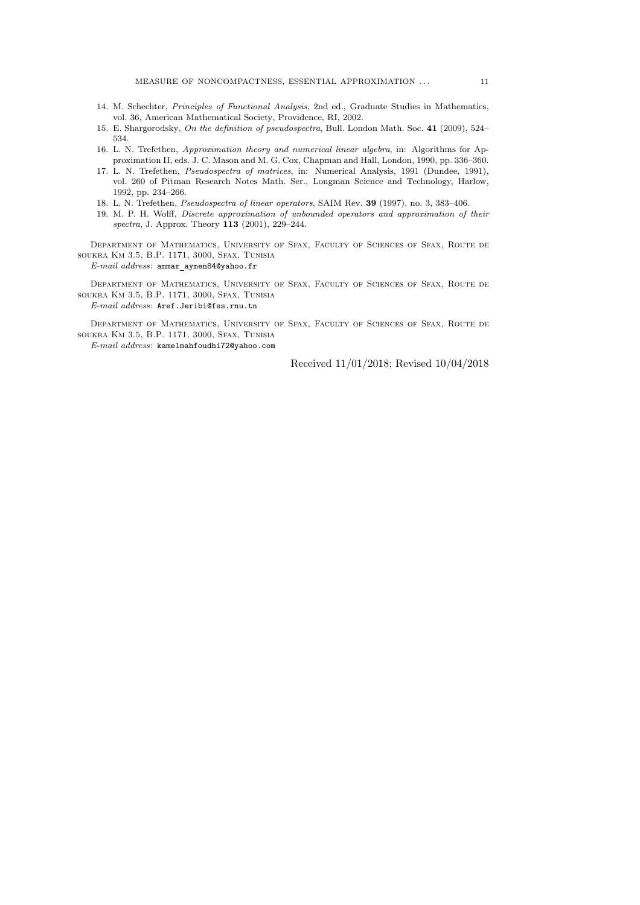14. M. Schechter, *Principles of Functional Analysis*, 2nd ed., Graduate Studies in Mathematics, vol. 36, American Mathematical Society, Providence, RI, 2002.
15. E. Shargorodsky, *On the definition of pseudospectra*, Bull. London Math. Soc. **41** (2009), 524–534.
16. L. N. Trefethen, *Approximation theory and numerical linear algebra*, in: Algorithms for Approximation II, eds. J. C. Mason and M. G. Cox, Chapman and Hall, London, 1990, pp. 336–360.
17. L. N. Trefethen, *Pseudospectra of matrices*, in: Numerical Analysis, 1991 (Dundee, 1991), vol. 260 of Pitman Research Notes Math. Ser., Longman Science and Technology, Harlow, 1992, pp. 234–266.
18. L. N. Trefethen, *Pseudospectra of linear operators*, SAIM Rev. **39** (1997), no. 3, 383–406.
19. M. P. H. Wolff, *Discrete approximation of unbounded operators and approximation of their spectra*, J. Approx. Theory **113** (2001), 229–244.

Department of Mathematics, University of Sfax, Faculty of Sciences of Sfax, Route de soukra Km 3.5, B.P. 1171, 3000, Sfax, Tunisia
*E-mail address*: ammar_aymen84@yahoo.fr

Department of Mathematics, University of Sfax, Faculty of Sciences of Sfax, Route de soukra Km 3.5, B.P. 1171, 3000, Sfax, Tunisia
*E-mail address*: Aref.Jeribi@fss.rnu.tn

Department of Mathematics, University of Sfax, Faculty of Sciences of Sfax, Route de soukra Km 3.5, B.P. 1171, 3000, Sfax, Tunisia
*E-mail address*: kamelmahfoudhi72@yahoo.com

Received 11/01/2018; Revised 10/04/2018